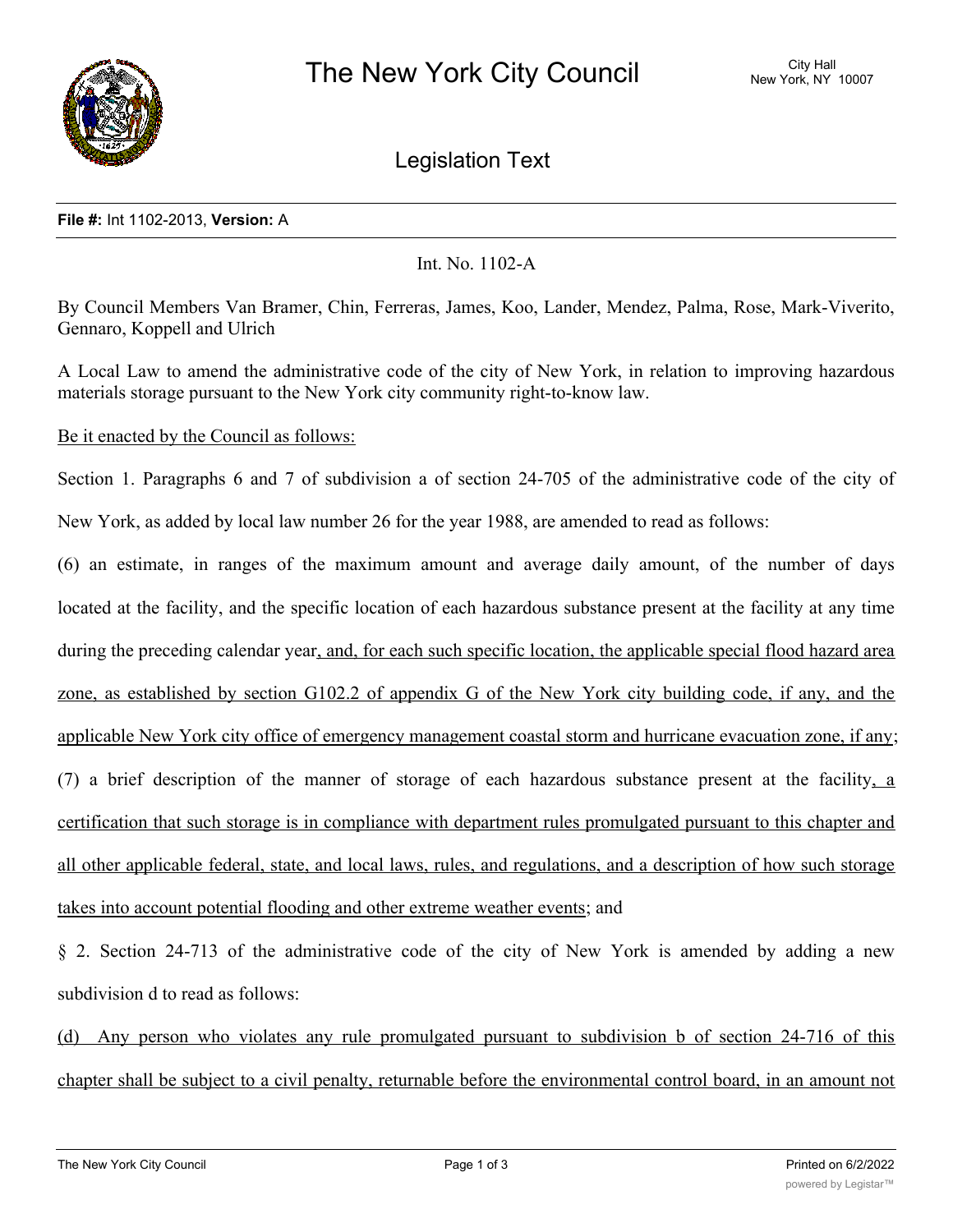# The New York City Council

City Hall
New York, NY 10007

## Legislation Text

**File #:** Int 1102-2013, **Version:** A

Int. No. 1102-A

By Council Members Van Bramer, Chin, Ferreras, James, Koo, Lander, Mendez, Palma, Rose, Mark-Viverito, Gennaro, Koppell and Ulrich

A Local Law to amend the administrative code of the city of New York, in relation to improving hazardous materials storage pursuant to the New York city community right-to-know law.

Be it enacted by the Council as follows:

Section 1. Paragraphs 6 and 7 of subdivision a of section 24-705 of the administrative code of the city of New York, as added by local law number 26 for the year 1988, are amended to read as follows:

(6) an estimate, in ranges of the maximum amount and average daily amount, of the number of days located at the facility, and the specific location of each hazardous substance present at the facility at any time during the preceding calendar year, and, for each such specific location, the applicable special flood hazard area zone, as established by section G102.2 of appendix G of the New York city building code, if any, and the applicable New York city office of emergency management coastal storm and hurricane evacuation zone, if any;

(7) a brief description of the manner of storage of each hazardous substance present at the facility, a certification that such storage is in compliance with department rules promulgated pursuant to this chapter and all other applicable federal, state, and local laws, rules, and regulations, and a description of how such storage takes into account potential flooding and other extreme weather events; and

§ 2. Section 24-713 of the administrative code of the city of New York is amended by adding a new subdivision d to read as follows:

(d) Any person who violates any rule promulgated pursuant to subdivision b of section 24-716 of this chapter shall be subject to a civil penalty, returnable before the environmental control board, in an amount not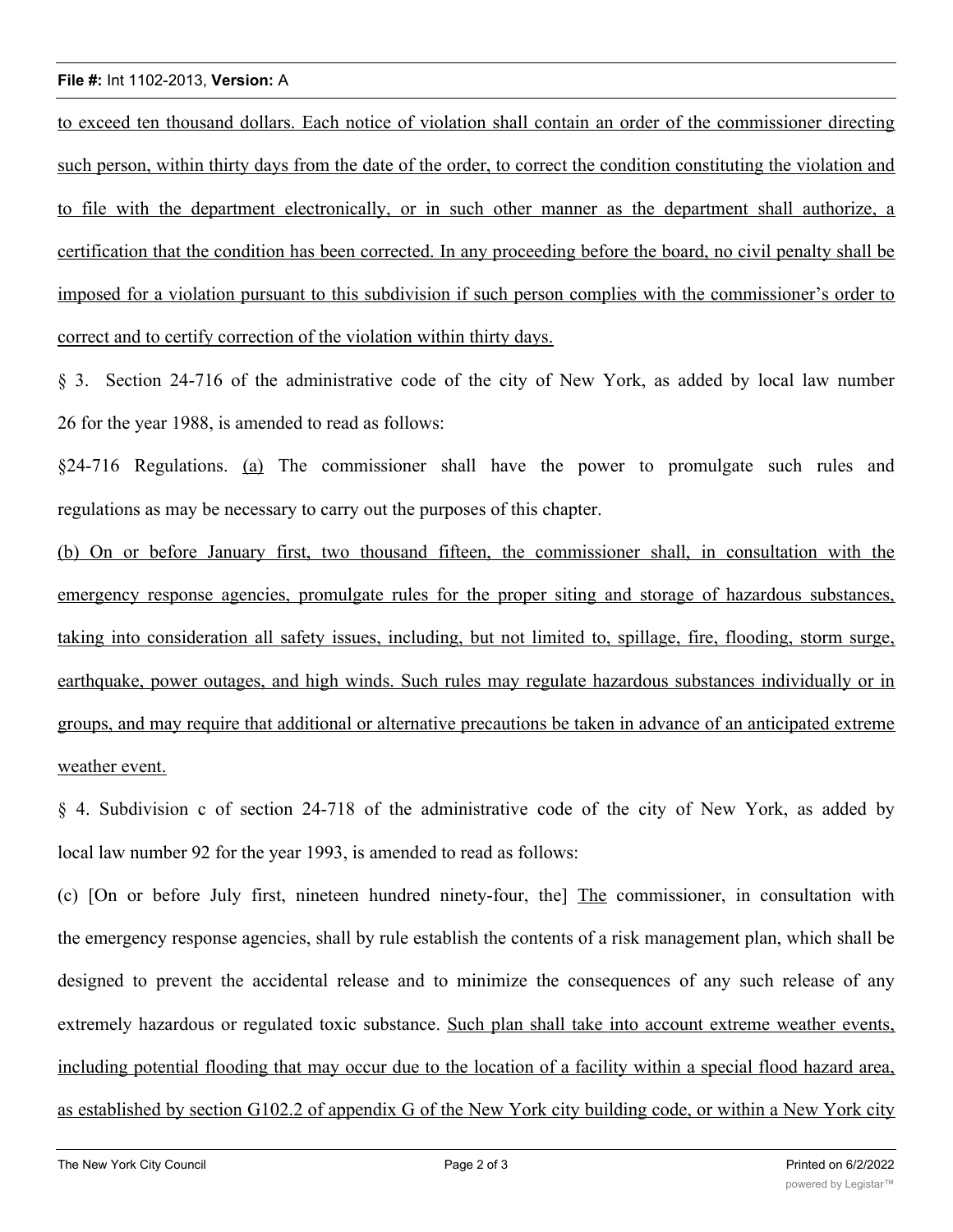to exceed ten thousand dollars. Each notice of violation shall contain an order of the commissioner directing such person, within thirty days from the date of the order, to correct the condition constituting the violation and to file with the department electronically, or in such other manner as the department shall authorize, a certification that the condition has been corrected. In any proceeding before the board, no civil penalty shall be imposed for a violation pursuant to this subdivision if such person complies with the commissioner's order to correct and to certify correction of the violation within thirty days.

§ 3. Section 24-716 of the administrative code of the city of New York, as added by local law number 26 for the year 1988, is amended to read as follows:

§24-716 Regulations. (a) The commissioner shall have the power to promulgate such rules and regulations as may be necessary to carry out the purposes of this chapter.

(b) On or before January first, two thousand fifteen, the commissioner shall, in consultation with the emergency response agencies, promulgate rules for the proper siting and storage of hazardous substances, taking into consideration all safety issues, including, but not limited to, spillage, fire, flooding, storm surge, earthquake, power outages, and high winds. Such rules may regulate hazardous substances individually or in groups, and may require that additional or alternative precautions be taken in advance of an anticipated extreme weather event.

§ 4. Subdivision c of section 24-718 of the administrative code of the city of New York, as added by local law number 92 for the year 1993, is amended to read as follows:

(c) [On or before July first, nineteen hundred ninety-four, the] The commissioner, in consultation with the emergency response agencies, shall by rule establish the contents of a risk management plan, which shall be designed to prevent the accidental release and to minimize the consequences of any such release of any extremely hazardous or regulated toxic substance. Such plan shall take into account extreme weather events, including potential flooding that may occur due to the location of a facility within a special flood hazard area, as established by section G102.2 of appendix G of the New York city building code, or within a New York city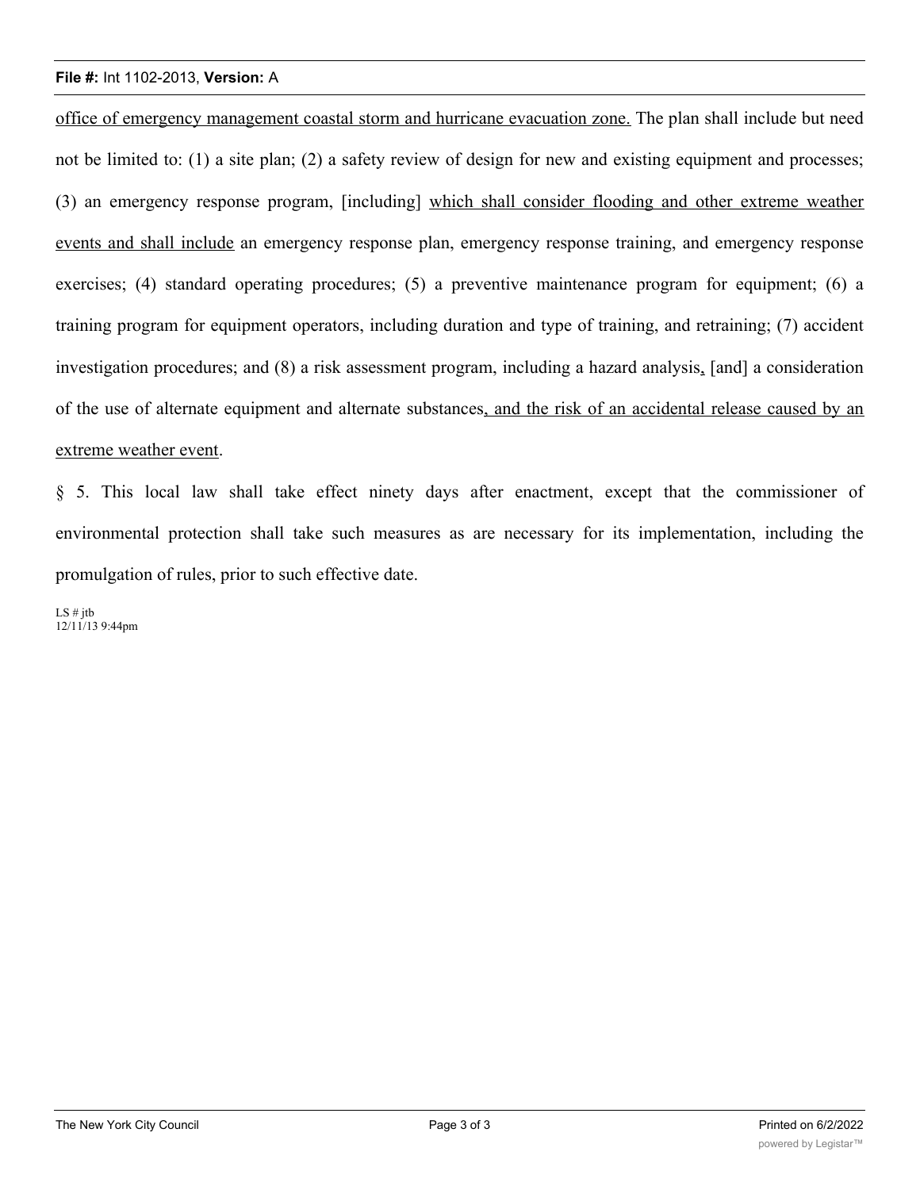office of emergency management coastal storm and hurricane evacuation zone. The plan shall include but need not be limited to: (1) a site plan; (2) a safety review of design for new and existing equipment and processes; (3) an emergency response program, [including] which shall consider flooding and other extreme weather events and shall include an emergency response plan, emergency response training, and emergency response exercises; (4) standard operating procedures; (5) a preventive maintenance program for equipment; (6) a training program for equipment operators, including duration and type of training, and retraining; (7) accident investigation procedures; and (8) a risk assessment program, including a hazard analysis, [and] a consideration of the use of alternate equipment and alternate substances, and the risk of an accidental release caused by an extreme weather event.

§ 5. This local law shall take effect ninety days after enactment, except that the commissioner of environmental protection shall take such measures as are necessary for its implementation, including the promulgation of rules, prior to such effective date.

LS # jtb
12/11/13 9:44pm